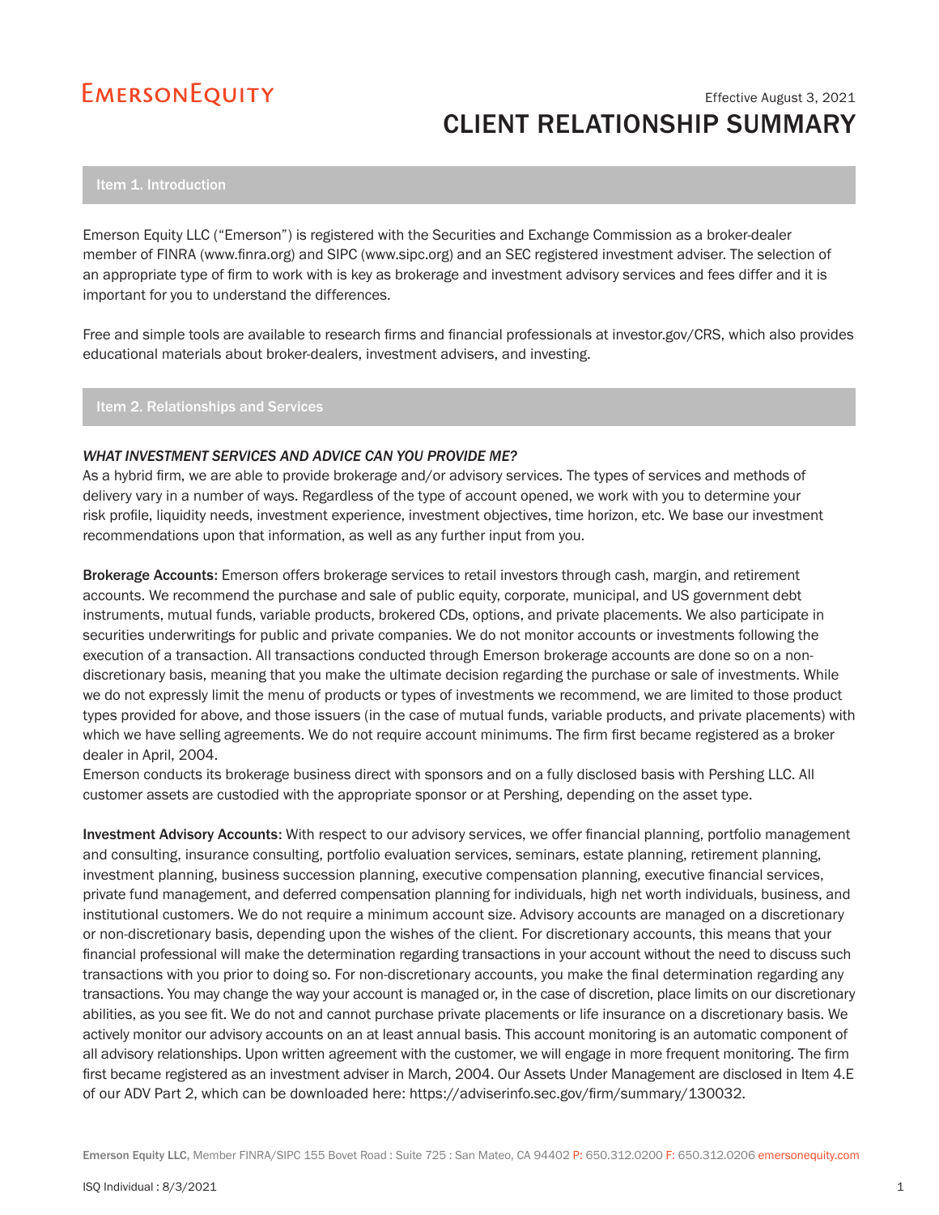EmersonEquity

Effective August 3, 2021

# CLIENT RELATIONSHIP SUMMARY

## Item 1. Introduction

Emerson Equity LLC ("Emerson") is registered with the Securities and Exchange Commission as a broker-dealer member of FINRA (www.finra.org) and SIPC (www.sipc.org) and an SEC registered investment adviser. The selection of an appropriate type of firm to work with is key as brokerage and investment advisory services and fees differ and it is important for you to understand the differences.

Free and simple tools are available to research firms and financial professionals at investor.gov/CRS, which also provides educational materials about broker-dealers, investment advisers, and investing.

## Item 2. Relationships and Services

***WHAT INVESTMENT SERVICES AND ADVICE CAN YOU PROVIDE ME?***

As a hybrid firm, we are able to provide brokerage and/or advisory services. The types of services and methods of delivery vary in a number of ways. Regardless of the type of account opened, we work with you to determine your risk profile, liquidity needs, investment experience, investment objectives, time horizon, etc. We base our investment recommendations upon that information, as well as any further input from you.

**Brokerage Accounts:** Emerson offers brokerage services to retail investors through cash, margin, and retirement accounts. We recommend the purchase and sale of public equity, corporate, municipal, and US government debt instruments, mutual funds, variable products, brokered CDs, options, and private placements. We also participate in securities underwritings for public and private companies. We do not monitor accounts or investments following the execution of a transaction. All transactions conducted through Emerson brokerage accounts are done so on a non-discretionary basis, meaning that you make the ultimate decision regarding the purchase or sale of investments. While we do not expressly limit the menu of products or types of investments we recommend, we are limited to those product types provided for above, and those issuers (in the case of mutual funds, variable products, and private placements) with which we have selling agreements. We do not require account minimums. The firm first became registered as a broker dealer in April, 2004.
Emerson conducts its brokerage business direct with sponsors and on a fully disclosed basis with Pershing LLC. All customer assets are custodied with the appropriate sponsor or at Pershing, depending on the asset type.

**Investment Advisory Accounts:** With respect to our advisory services, we offer financial planning, portfolio management and consulting, insurance consulting, portfolio evaluation services, seminars, estate planning, retirement planning, investment planning, business succession planning, executive compensation planning, executive financial services, private fund management, and deferred compensation planning for individuals, high net worth individuals, business, and institutional customers. We do not require a minimum account size. Advisory accounts are managed on a discretionary or non-discretionary basis, depending upon the wishes of the client. For discretionary accounts, this means that your financial professional will make the determination regarding transactions in your account without the need to discuss such transactions with you prior to doing so. For non-discretionary accounts, you make the final determination regarding any transactions. You may change the way your account is managed or, in the case of discretion, place limits on our discretionary abilities, as you see fit. We do not and cannot purchase private placements or life insurance on a discretionary basis. We actively monitor our advisory accounts on an at least annual basis. This account monitoring is an automatic component of all advisory relationships. Upon written agreement with the customer, we will engage in more frequent monitoring. The firm first became registered as an investment adviser in March, 2004. Our Assets Under Management are disclosed in Item 4.E of our ADV Part 2, which can be downloaded here: https://adviserinfo.sec.gov/firm/summary/130032.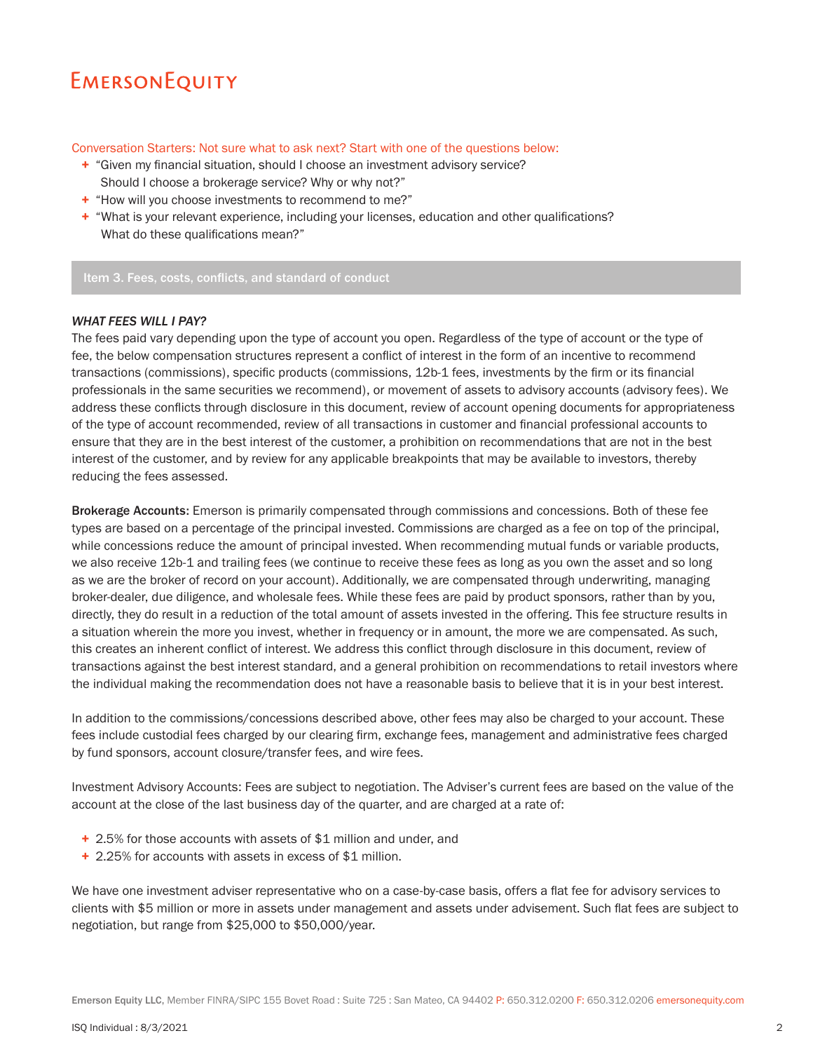Conversation Starters: Not sure what to ask next? Start with one of the questions below:

- "Given my financial situation, should I choose an investment advisory service? Should I choose a brokerage service? Why or why not?"
- "How will you choose investments to recommend to me?"
- "What is your relevant experience, including your licenses, education and other qualifications? What do these qualifications mean?"

## Item 3. Fees, costs, conflicts, and standard of conduct

***WHAT FEES WILL I PAY?***

The fees paid vary depending upon the type of account you open. Regardless of the type of account or the type of fee, the below compensation structures represent a conflict of interest in the form of an incentive to recommend transactions (commissions), specific products (commissions, 12b-1 fees, investments by the firm or its financial professionals in the same securities we recommend), or movement of assets to advisory accounts (advisory fees). We address these conflicts through disclosure in this document, review of account opening documents for appropriateness of the type of account recommended, review of all transactions in customer and financial professional accounts to ensure that they are in the best interest of the customer, a prohibition on recommendations that are not in the best interest of the customer, and by review for any applicable breakpoints that may be available to investors, thereby reducing the fees assessed.

**Brokerage Accounts:** Emerson is primarily compensated through commissions and concessions. Both of these fee types are based on a percentage of the principal invested. Commissions are charged as a fee on top of the principal, while concessions reduce the amount of principal invested. When recommending mutual funds or variable products, we also receive 12b-1 and trailing fees (we continue to receive these fees as long as you own the asset and so long as we are the broker of record on your account). Additionally, we are compensated through underwriting, managing broker-dealer, due diligence, and wholesale fees. While these fees are paid by product sponsors, rather than by you, directly, they do result in a reduction of the total amount of assets invested in the offering. This fee structure results in a situation wherein the more you invest, whether in frequency or in amount, the more we are compensated. As such, this creates an inherent conflict of interest. We address this conflict through disclosure in this document, review of transactions against the best interest standard, and a general prohibition on recommendations to retail investors where the individual making the recommendation does not have a reasonable basis to believe that it is in your best interest.

In addition to the commissions/concessions described above, other fees may also be charged to your account. These fees include custodial fees charged by our clearing firm, exchange fees, management and administrative fees charged by fund sponsors, account closure/transfer fees, and wire fees.

Investment Advisory Accounts: Fees are subject to negotiation. The Adviser's current fees are based on the value of the account at the close of the last business day of the quarter, and are charged at a rate of:

- 2.5% for those accounts with assets of $1 million and under, and
- 2.25% for accounts with assets in excess of $1 million.

We have one investment adviser representative who on a case-by-case basis, offers a flat fee for advisory services to clients with $5 million or more in assets under management and assets under advisement. Such flat fees are subject to negotiation, but range from $25,000 to $50,000/year.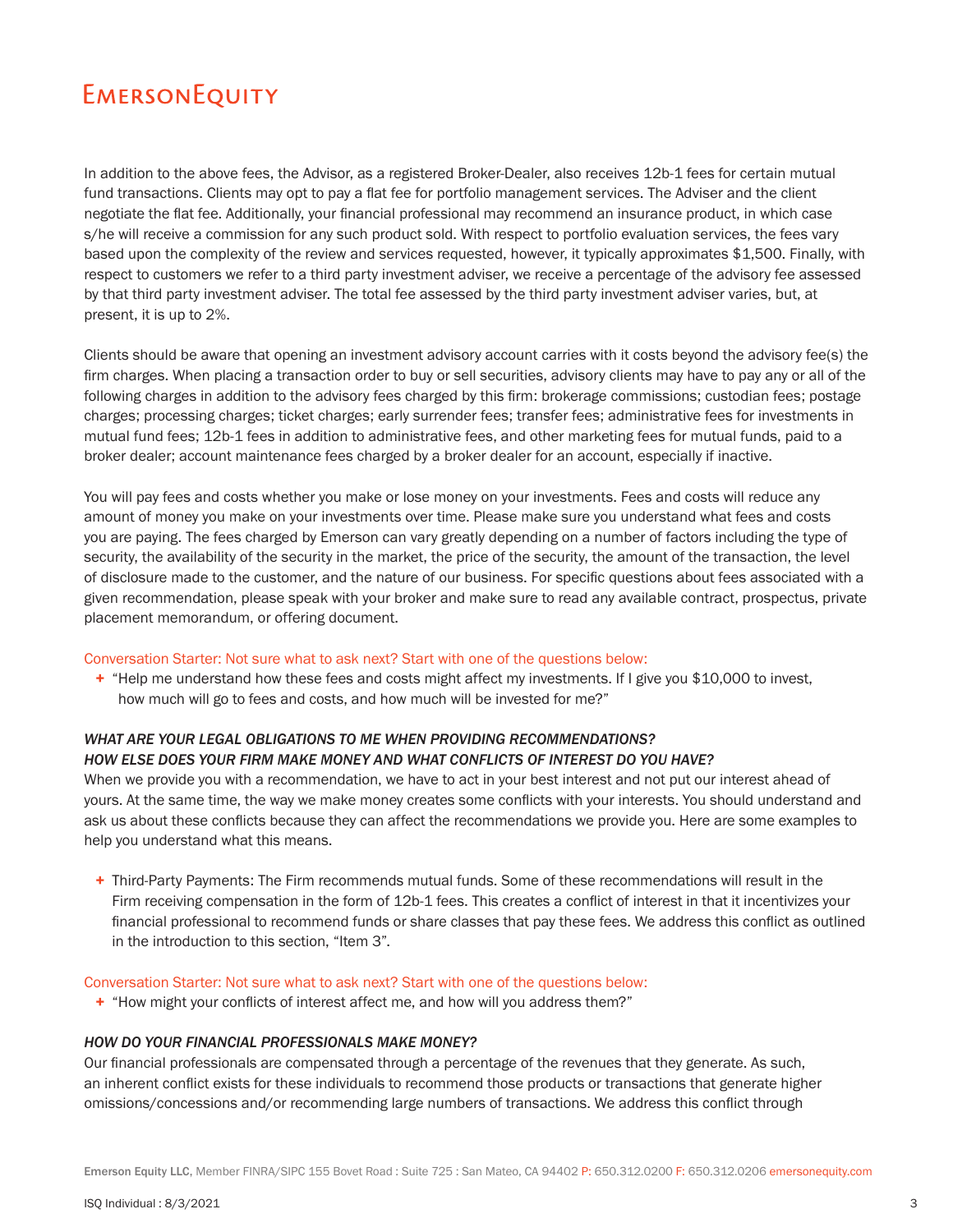In addition to the above fees, the Advisor, as a registered Broker-Dealer, also receives 12b-1 fees for certain mutual fund transactions. Clients may opt to pay a flat fee for portfolio management services. The Adviser and the client negotiate the flat fee. Additionally, your financial professional may recommend an insurance product, in which case s/he will receive a commission for any such product sold. With respect to portfolio evaluation services, the fees vary based upon the complexity of the review and services requested, however, it typically approximates $1,500. Finally, with respect to customers we refer to a third party investment adviser, we receive a percentage of the advisory fee assessed by that third party investment adviser. The total fee assessed by the third party investment adviser varies, but, at present, it is up to 2%.

Clients should be aware that opening an investment advisory account carries with it costs beyond the advisory fee(s) the firm charges. When placing a transaction order to buy or sell securities, advisory clients may have to pay any or all of the following charges in addition to the advisory fees charged by this firm: brokerage commissions; custodian fees; postage charges; processing charges; ticket charges; early surrender fees; transfer fees; administrative fees for investments in mutual fund fees; 12b-1 fees in addition to administrative fees, and other marketing fees for mutual funds, paid to a broker dealer; account maintenance fees charged by a broker dealer for an account, especially if inactive.

You will pay fees and costs whether you make or lose money on your investments. Fees and costs will reduce any amount of money you make on your investments over time. Please make sure you understand what fees and costs you are paying. The fees charged by Emerson can vary greatly depending on a number of factors including the type of security, the availability of the security in the market, the price of the security, the amount of the transaction, the level of disclosure made to the customer, and the nature of our business. For specific questions about fees associated with a given recommendation, please speak with your broker and make sure to read any available contract, prospectus, private placement memorandum, or offering document.

Conversation Starter: Not sure what to ask next? Start with one of the questions below:

+ "Help me understand how these fees and costs might affect my investments. If I give you $10,000 to invest, how much will go to fees and costs, and how much will be invested for me?"

*WHAT ARE YOUR LEGAL OBLIGATIONS TO ME WHEN PROVIDING RECOMMENDATIONS?*
*HOW ELSE DOES YOUR FIRM MAKE MONEY AND WHAT CONFLICTS OF INTEREST DO YOU HAVE?*

When we provide you with a recommendation, we have to act in your best interest and not put our interest ahead of yours. At the same time, the way we make money creates some conflicts with your interests. You should understand and ask us about these conflicts because they can affect the recommendations we provide you. Here are some examples to help you understand what this means.

+ Third-Party Payments: The Firm recommends mutual funds. Some of these recommendations will result in the Firm receiving compensation in the form of 12b-1 fees. This creates a conflict of interest in that it incentivizes your financial professional to recommend funds or share classes that pay these fees. We address this conflict as outlined in the introduction to this section, "Item 3".

Conversation Starter: Not sure what to ask next? Start with one of the questions below:

+ "How might your conflicts of interest affect me, and how will you address them?"

*HOW DO YOUR FINANCIAL PROFESSIONALS MAKE MONEY?*

Our financial professionals are compensated through a percentage of the revenues that they generate. As such, an inherent conflict exists for these individuals to recommend those products or transactions that generate higher omissions/concessions and/or recommending large numbers of transactions. We address this conflict through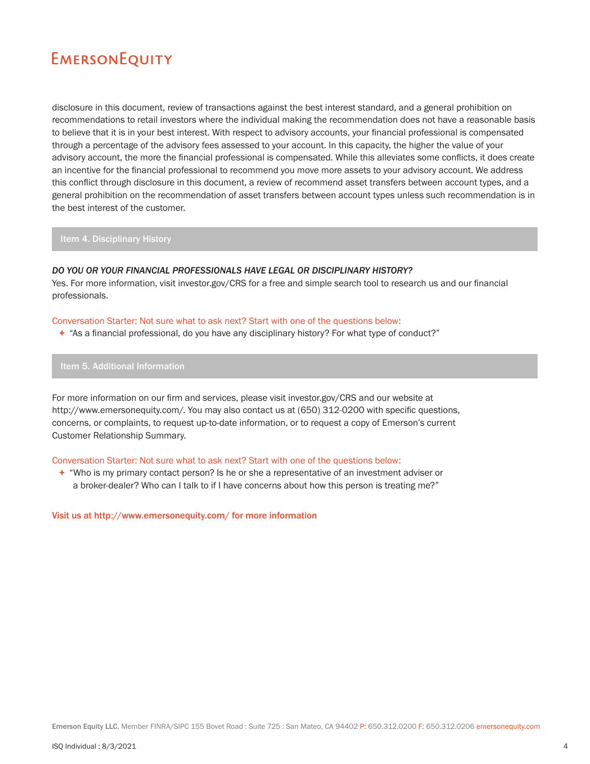disclosure in this document, review of transactions against the best interest standard, and a general prohibition on recommendations to retail investors where the individual making the recommendation does not have a reasonable basis to believe that it is in your best interest. With respect to advisory accounts, your financial professional is compensated through a percentage of the advisory fees assessed to your account. In this capacity, the higher the value of your advisory account, the more the financial professional is compensated. While this alleviates some conflicts, it does create an incentive for the financial professional to recommend you move more assets to your advisory account. We address this conflict through disclosure in this document, a review of recommend asset transfers between account types, and a general prohibition on the recommendation of asset transfers between account types unless such recommendation is in the best interest of the customer.

## Item 4. Disciplinary History

***DO YOU OR YOUR FINANCIAL PROFESSIONALS HAVE LEGAL OR DISCIPLINARY HISTORY?***

Yes. For more information, visit investor.gov/CRS for a free and simple search tool to research us and our financial professionals.

Conversation Starter: Not sure what to ask next? Start with one of the questions below:

+ "As a financial professional, do you have any disciplinary history? For what type of conduct?"

## Item 5. Additional Information

For more information on our firm and services, please visit investor.gov/CRS and our website at http://www.emersonequity.com/. You may also contact us at (650) 312-0200 with specific questions, concerns, or complaints, to request up-to-date information, or to request a copy of Emerson's current Customer Relationship Summary.

Conversation Starter: Not sure what to ask next? Start with one of the questions below:

+ "Who is my primary contact person? Is he or she a representative of an investment adviser or a broker-dealer? Who can I talk to if I have concerns about how this person is treating me?"

**Visit us at http://www.emersonequity.com/ for more information**